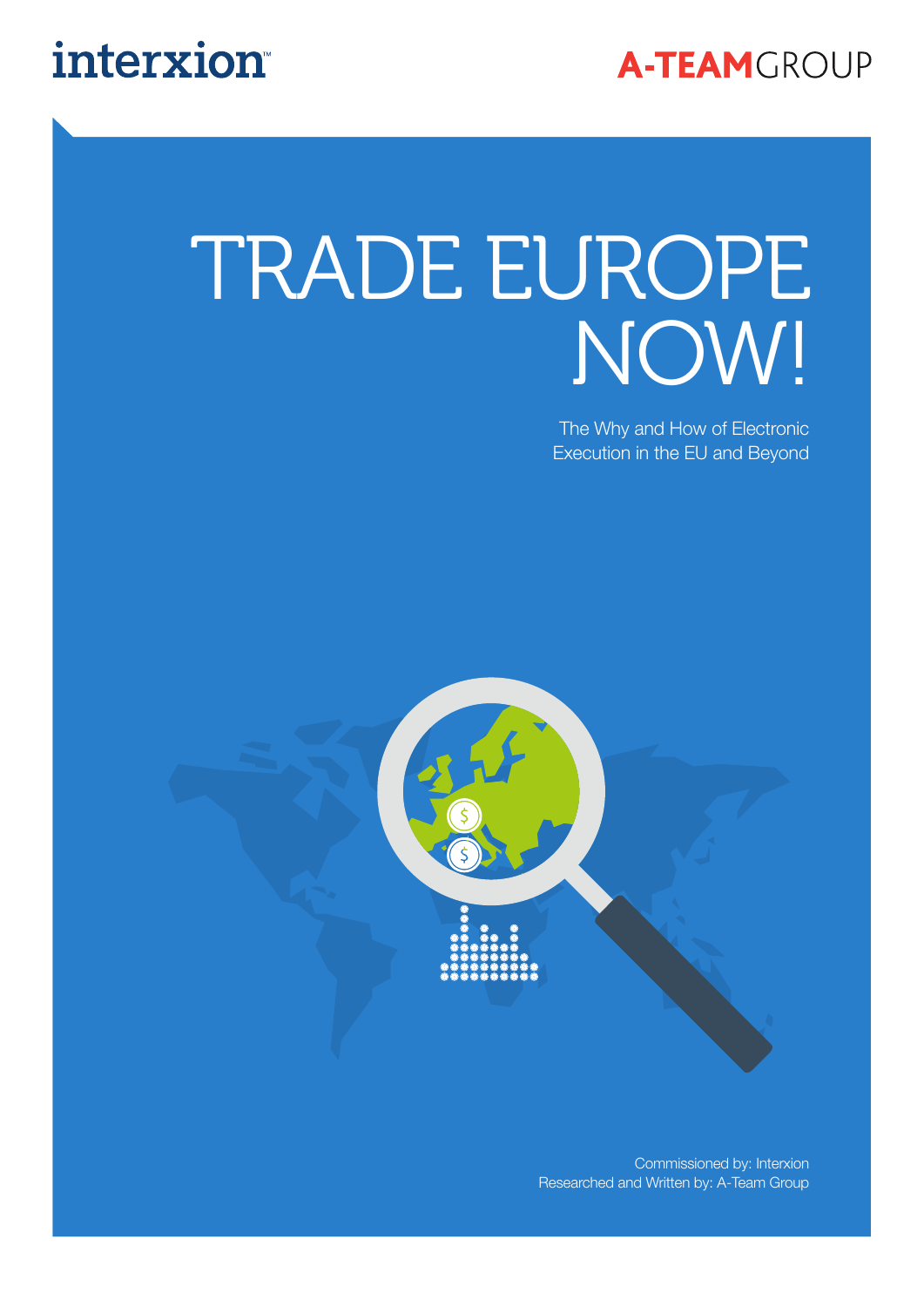interxion

A-TEAMGROUP

# TRADE EUROPE NOW!

The Why and How of Electronic Execution in the EU and Beyond

Commissioned by: Interxion
Researched and Written by: A-Team Group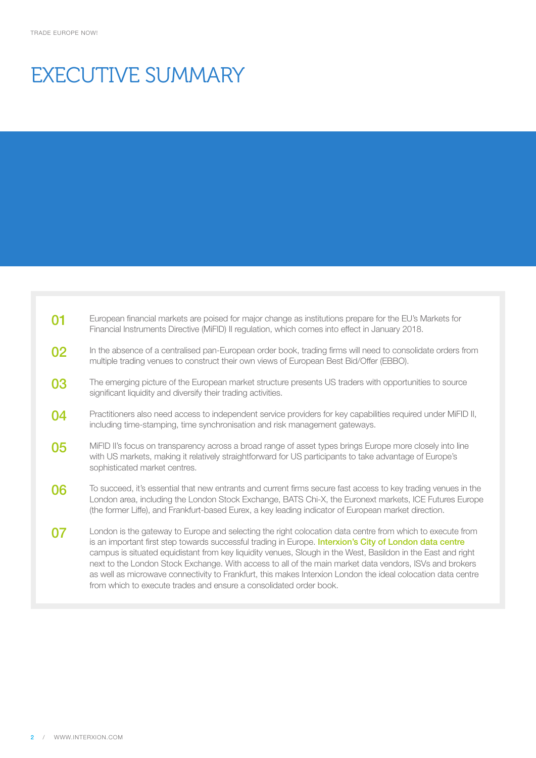# EXECUTIVE SUMMARY

**01** European financial markets are poised for major change as institutions prepare for the EU's Markets for Financial Instruments Directive (MiFID) II regulation, which comes into effect in January 2018.

**02** In the absence of a centralised pan-European order book, trading firms will need to consolidate orders from multiple trading venues to construct their own views of European Best Bid/Offer (EBBO).

**03** The emerging picture of the European market structure presents US traders with opportunities to source significant liquidity and diversify their trading activities.

**04** Practitioners also need access to independent service providers for key capabilities required under MiFID II, including time-stamping, time synchronisation and risk management gateways.

**05** MiFID II's focus on transparency across a broad range of asset types brings Europe more closely into line with US markets, making it relatively straightforward for US participants to take advantage of Europe's sophisticated market centres.

**06** To succeed, it's essential that new entrants and current firms secure fast access to key trading venues in the London area, including the London Stock Exchange, BATS Chi-X, the Euronext markets, ICE Futures Europe (the former Liffe), and Frankfurt-based Eurex, a key leading indicator of European market direction.

**07** London is the gateway to Europe and selecting the right colocation data centre from which to execute from is an important first step towards successful trading in Europe. **Interxion's City of London data centre** campus is situated equidistant from key liquidity venues, Slough in the West, Basildon in the East and right next to the London Stock Exchange. With access to all of the main market data vendors, ISVs and brokers as well as microwave connectivity to Frankfurt, this makes Interxion London the ideal colocation data centre from which to execute trades and ensure a consolidated order book.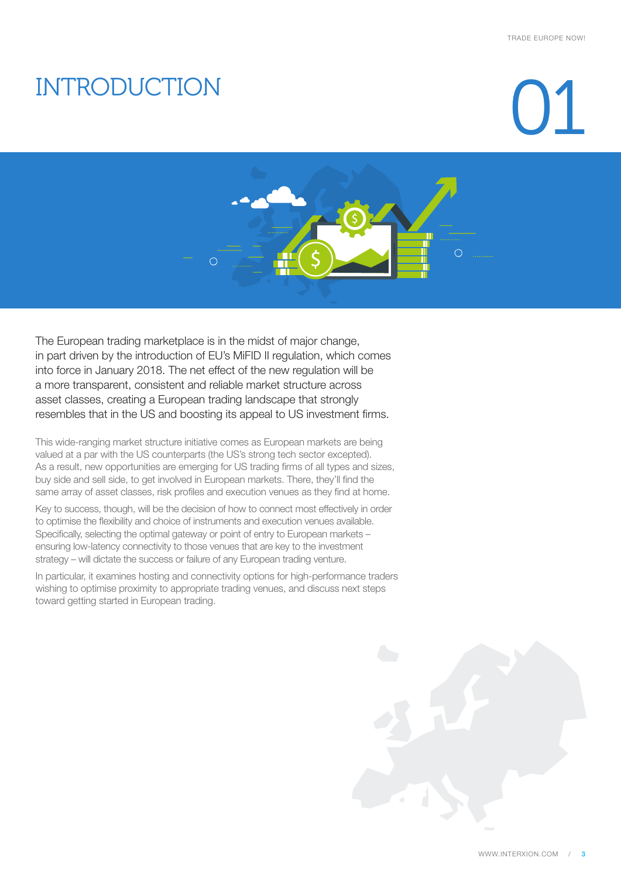# INTRODUCTION

# 01

The European trading marketplace is in the midst of major change, in part driven by the introduction of EU's MiFID II regulation, which comes into force in January 2018. The net effect of the new regulation will be a more transparent, consistent and reliable market structure across asset classes, creating a European trading landscape that strongly resembles that in the US and boosting its appeal to US investment firms.

This wide-ranging market structure initiative comes as European markets are being valued at a par with the US counterparts (the US's strong tech sector excepted). As a result, new opportunities are emerging for US trading firms of all types and sizes, buy side and sell side, to get involved in European markets. There, they'll find the same array of asset classes, risk profiles and execution venues as they find at home.

Key to success, though, will be the decision of how to connect most effectively in order to optimise the flexibility and choice of instruments and execution venues available. Specifically, selecting the optimal gateway or point of entry to European markets – ensuring low-latency connectivity to those venues that are key to the investment strategy – will dictate the success or failure of any European trading venture.

In particular, it examines hosting and connectivity options for high-performance traders wishing to optimise proximity to appropriate trading venues, and discuss next steps toward getting started in European trading.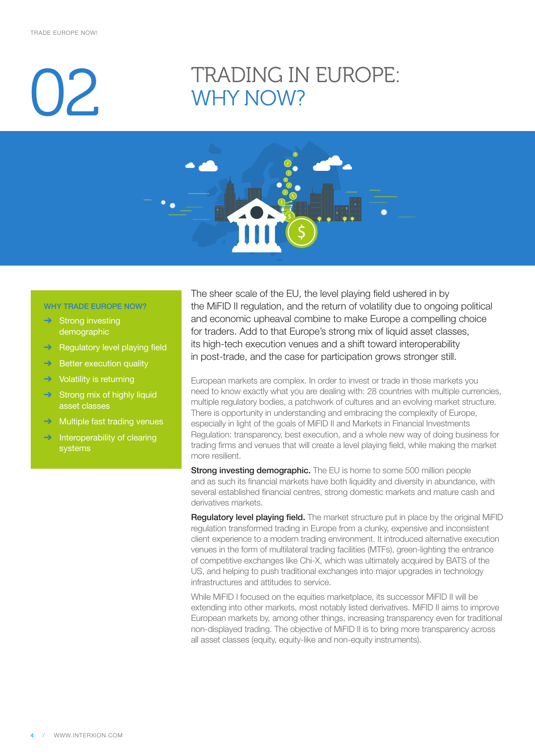# 02 TRADING IN EUROPE: WHY NOW?

**WHY TRADE EUROPE NOW?**

- Strong investing demographic
- Regulatory level playing field
- Better execution quality
- Volatility is returning
- Strong mix of highly liquid asset classes
- Multiple fast trading venues
- Interoperability of clearing systems

The sheer scale of the EU, the level playing field ushered in by the MiFID II regulation, and the return of volatility due to ongoing political and economic upheaval combine to make Europe a compelling choice for traders. Add to that Europe's strong mix of liquid asset classes, its high-tech execution venues and a shift toward interoperability in post-trade, and the case for participation grows stronger still.

European markets are complex. In order to invest or trade in those markets you need to know exactly what you are dealing with: 28 countries with multiple currencies, multiple regulatory bodies, a patchwork of cultures and an evolving market structure. There is opportunity in understanding and embracing the complexity of Europe, especially in light of the goals of MiFID II and Markets in Financial Investments Regulation: transparency, best execution, and a whole new way of doing business for trading firms and venues that will create a level playing field, while making the market more resilient.

**Strong investing demographic.** The EU is home to some 500 million people and as such its financial markets have both liquidity and diversity in abundance, with several established financial centres, strong domestic markets and mature cash and derivatives markets.

**Regulatory level playing field.** The market structure put in place by the original MiFID regulation transformed trading in Europe from a clunky, expensive and inconsistent client experience to a modern trading environment. It introduced alternative execution venues in the form of multilateral trading facilities (MTFs), green-lighting the entrance of competitive exchanges like Chi-X, which was ultimately acquired by BATS of the US, and helping to push traditional exchanges into major upgrades in technology infrastructures and attitudes to service.

While MiFID I focused on the equities marketplace, its successor MiFID II will be extending into other markets, most notably listed derivatives. MiFID II aims to improve European markets by, among other things, increasing transparency even for traditional non-displayed trading. The objective of MiFID II is to bring more transparency across all asset classes (equity, equity-like and non-equity instruments).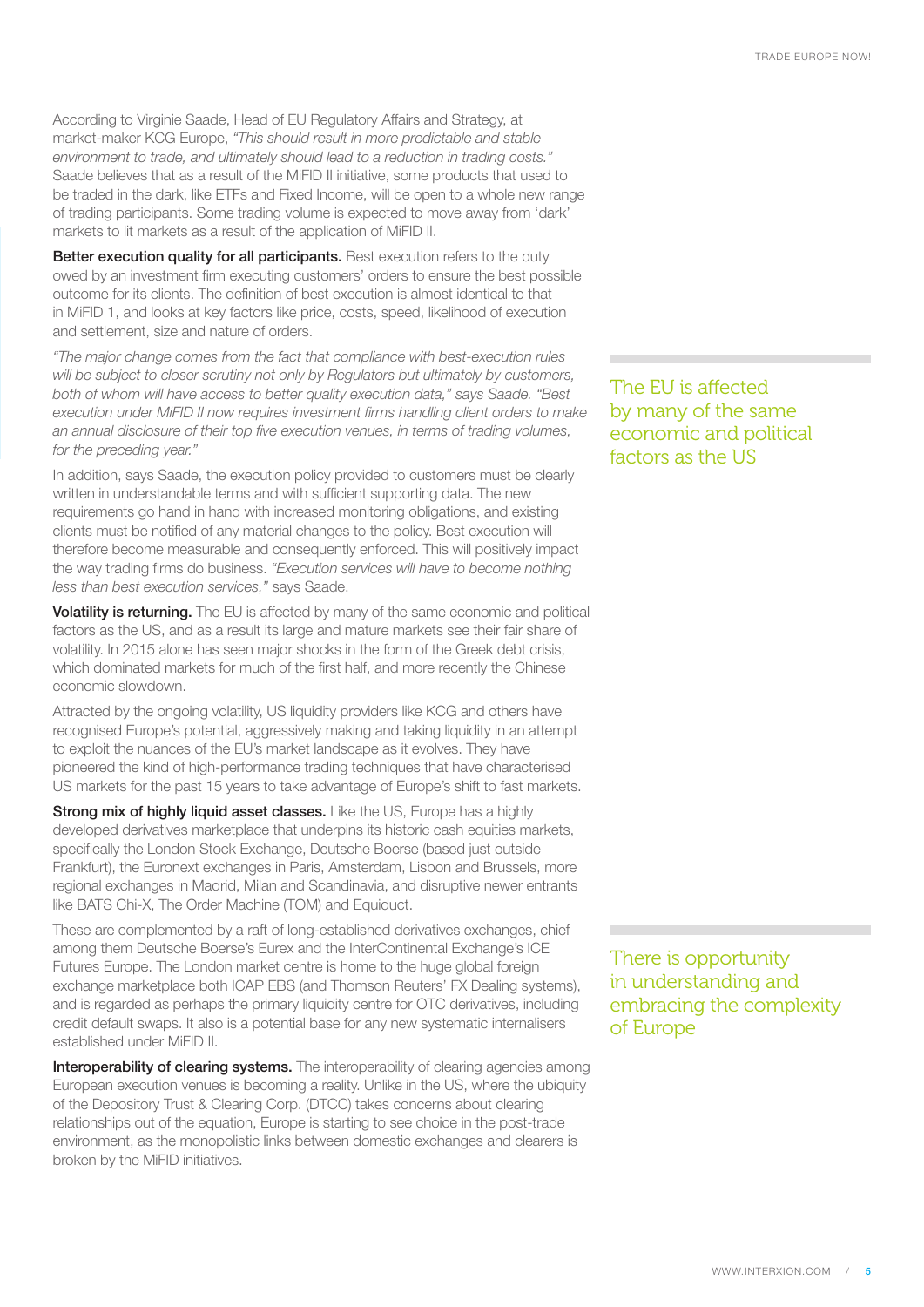According to Virginie Saade, Head of EU Regulatory Affairs and Strategy, at market-maker KCG Europe, *"This should result in more predictable and stable environment to trade, and ultimately should lead to a reduction in trading costs."* Saade believes that as a result of the MiFID II initiative, some products that used to be traded in the dark, like ETFs and Fixed Income, will be open to a whole new range of trading participants. Some trading volume is expected to move away from 'dark' markets to lit markets as a result of the application of MiFID II.

**Better execution quality for all participants.** Best execution refers to the duty owed by an investment firm executing customers' orders to ensure the best possible outcome for its clients. The definition of best execution is almost identical to that in MiFID 1, and looks at key factors like price, costs, speed, likelihood of execution and settlement, size and nature of orders.

*"The major change comes from the fact that compliance with best-execution rules will be subject to closer scrutiny not only by Regulators but ultimately by customers, both of whom will have access to better quality execution data,"* says Saade. *"Best execution under MiFID II now requires investment firms handling client orders to make an annual disclosure of their top five execution venues, in terms of trading volumes, for the preceding year."*

In addition, says Saade, the execution policy provided to customers must be clearly written in understandable terms and with sufficient supporting data. The new requirements go hand in hand with increased monitoring obligations, and existing clients must be notified of any material changes to the policy. Best execution will therefore become measurable and consequently enforced. This will positively impact the way trading firms do business. *"Execution services will have to become nothing less than best execution services,"* says Saade.

**Volatility is returning.** The EU is affected by many of the same economic and political factors as the US, and as a result its large and mature markets see their fair share of volatility. In 2015 alone has seen major shocks in the form of the Greek debt crisis, which dominated markets for much of the first half, and more recently the Chinese economic slowdown.

> The EU is affected by many of the same economic and political factors as the US

Attracted by the ongoing volatility, US liquidity providers like KCG and others have recognised Europe's potential, aggressively making and taking liquidity in an attempt to exploit the nuances of the EU's market landscape as it evolves. They have pioneered the kind of high-performance trading techniques that have characterised US markets for the past 15 years to take advantage of Europe's shift to fast markets.

**Strong mix of highly liquid asset classes.** Like the US, Europe has a highly developed derivatives marketplace that underpins its historic cash equities markets, specifically the London Stock Exchange, Deutsche Boerse (based just outside Frankfurt), the Euronext exchanges in Paris, Amsterdam, Lisbon and Brussels, more regional exchanges in Madrid, Milan and Scandinavia, and disruptive newer entrants like BATS Chi-X, The Order Machine (TOM) and Equiduct.

These are complemented by a raft of long-established derivatives exchanges, chief among them Deutsche Boerse's Eurex and the InterContinental Exchange's ICE Futures Europe. The London market centre is home to the huge global foreign exchange marketplace both ICAP EBS (and Thomson Reuters' FX Dealing systems), and is regarded as perhaps the primary liquidity centre for OTC derivatives, including credit default swaps. It also is a potential base for any new systematic internalisers established under MiFID II.

> There is opportunity in understanding and embracing the complexity of Europe

**Interoperability of clearing systems.** The interoperability of clearing agencies among European execution venues is becoming a reality. Unlike in the US, where the ubiquity of the Depository Trust & Clearing Corp. (DTCC) takes concerns about clearing relationships out of the equation, Europe is starting to see choice in the post-trade environment, as the monopolistic links between domestic exchanges and clearers is broken by the MiFID initiatives.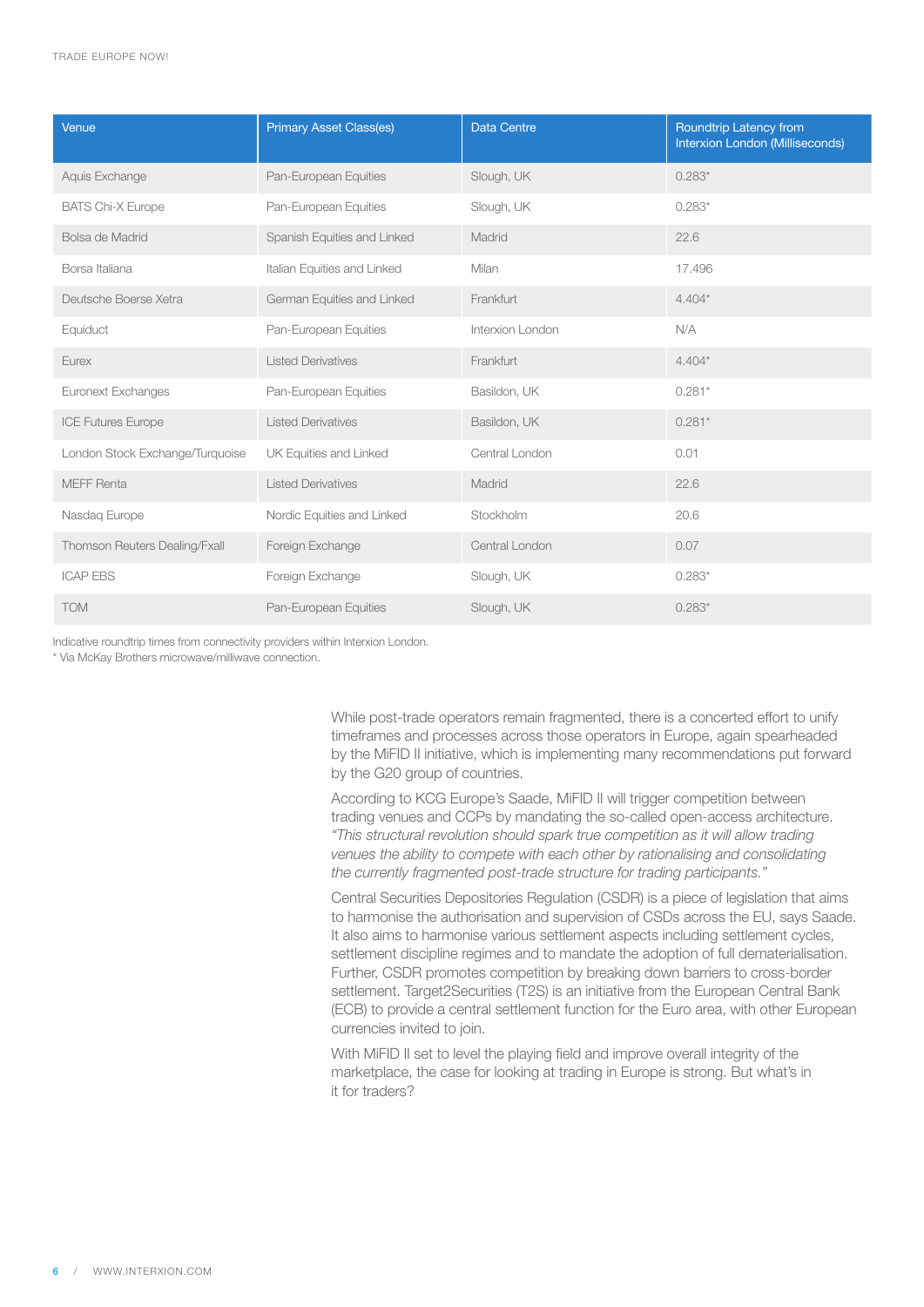| Venue | Primary Asset Class(es) | Data Centre | Roundtrip Latency from Interxion London (Milliseconds) |
|---|---|---|---|
| Aquis Exchange | Pan-European Equities | Slough, UK | 0.283* |
| BATS Chi-X Europe | Pan-European Equities | Slough, UK | 0.283* |
| Bolsa de Madrid | Spanish Equities and Linked | Madrid | 22.6 |
| Borsa Italiana | Italian Equities and Linked | Milan | 17.496 |
| Deutsche Boerse Xetra | German Equities and Linked | Frankfurt | 4.404* |
| Equiduct | Pan-European Equities | Interxion London | N/A |
| Eurex | Listed Derivatives | Frankfurt | 4.404* |
| Euronext Exchanges | Pan-European Equities | Basildon, UK | 0.281* |
| ICE Futures Europe | Listed Derivatives | Basildon, UK | 0.281* |
| London Stock Exchange/Turquoise | UK Equities and Linked | Central London | 0.01 |
| MEFF Renta | Listed Derivatives | Madrid | 22.6 |
| Nasdaq Europe | Nordic Equities and Linked | Stockholm | 20.6 |
| Thomson Reuters Dealing/Fxall | Foreign Exchange | Central London | 0.07 |
| ICAP EBS | Foreign Exchange | Slough, UK | 0.283* |
| TOM | Pan-European Equities | Slough, UK | 0.283* |

Indicative roundtrip times from connectivity providers within Interxion London.
* Via McKay Brothers microwave/milliwave connection.

While post-trade operators remain fragmented, there is a concerted effort to unify timeframes and processes across those operators in Europe, again spearheaded by the MiFID II initiative, which is implementing many recommendations put forward by the G20 group of countries.

According to KCG Europe's Saade, MiFID II will trigger competition between trading venues and CCPs by mandating the so-called open-access architecture. *"This structural revolution should spark true competition as it will allow trading venues the ability to compete with each other by rationalising and consolidating the currently fragmented post-trade structure for trading participants."*

Central Securities Depositories Regulation (CSDR) is a piece of legislation that aims to harmonise the authorisation and supervision of CSDs across the EU, says Saade. It also aims to harmonise various settlement aspects including settlement cycles, settlement discipline regimes and to mandate the adoption of full dematerialisation. Further, CSDR promotes competition by breaking down barriers to cross-border settlement. Target2Securities (T2S) is an initiative from the European Central Bank (ECB) to provide a central settlement function for the Euro area, with other European currencies invited to join.

With MiFID II set to level the playing field and improve overall integrity of the marketplace, the case for looking at trading in Europe is strong. But what's in it for traders?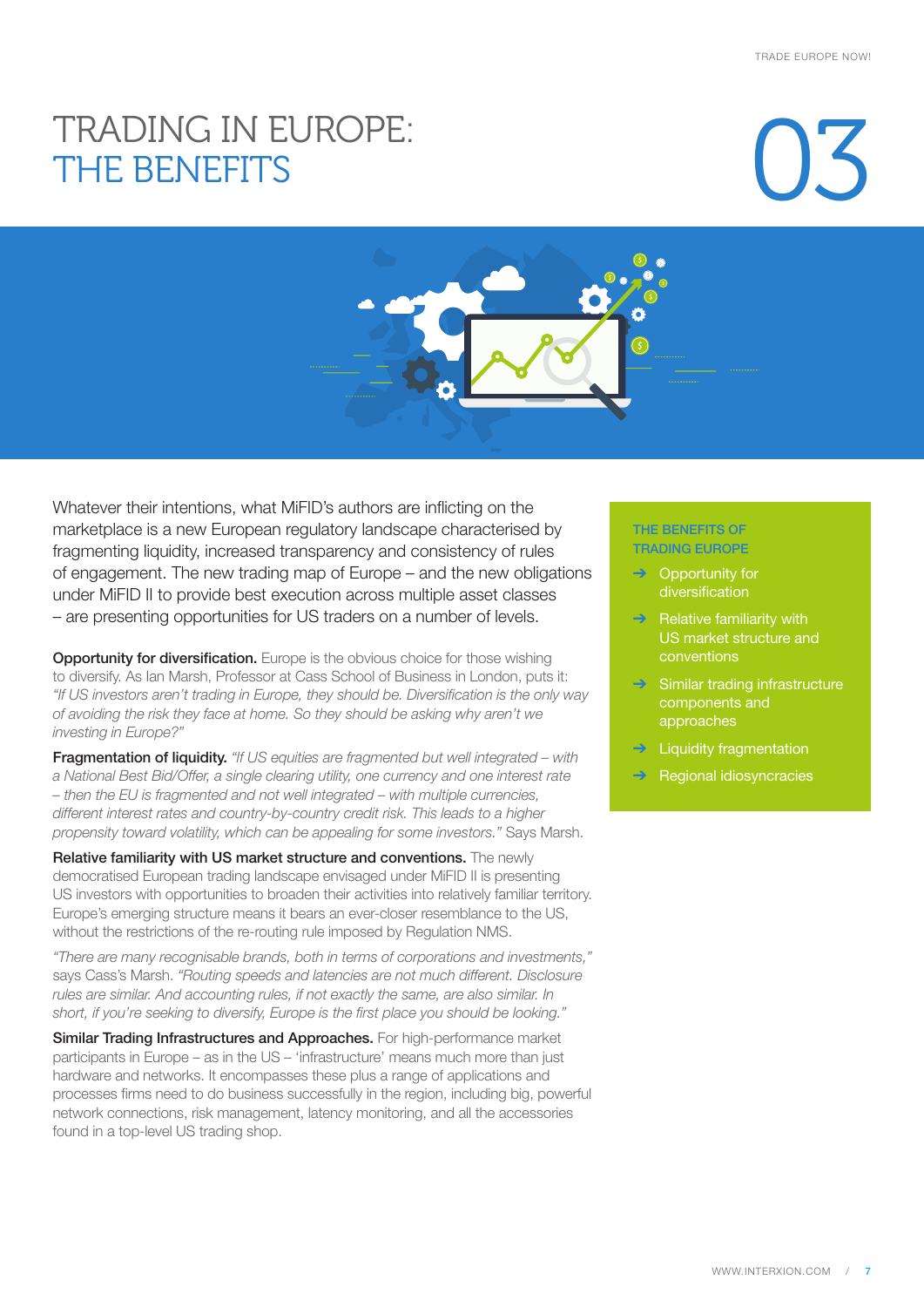# TRADING IN EUROPE: THE BENEFITS

# 03

Whatever their intentions, what MiFID's authors are inflicting on the marketplace is a new European regulatory landscape characterised by fragmenting liquidity, increased transparency and consistency of rules of engagement. The new trading map of Europe – and the new obligations under MiFID II to provide best execution across multiple asset classes – are presenting opportunities for US traders on a number of levels.

**Opportunity for diversification.** Europe is the obvious choice for those wishing to diversify. As Ian Marsh, Professor at Cass School of Business in London, puts it: *"If US investors aren't trading in Europe, they should be. Diversification is the only way of avoiding the risk they face at home. So they should be asking why aren't we investing in Europe?"*

**Fragmentation of liquidity.** *"If US equities are fragmented but well integrated – with a National Best Bid/Offer, a single clearing utility, one currency and one interest rate – then the EU is fragmented and not well integrated – with multiple currencies, different interest rates and country-by-country credit risk. This leads to a higher propensity toward volatility, which can be appealing for some investors."* Says Marsh.

**Relative familiarity with US market structure and conventions.** The newly democratised European trading landscape envisaged under MiFID II is presenting US investors with opportunities to broaden their activities into relatively familiar territory. Europe's emerging structure means it bears an ever-closer resemblance to the US, without the restrictions of the re-routing rule imposed by Regulation NMS.

*"There are many recognisable brands, both in terms of corporations and investments,"* says Cass's Marsh. *"Routing speeds and latencies are not much different. Disclosure rules are similar. And accounting rules, if not exactly the same, are also similar. In short, if you're seeking to diversify, Europe is the first place you should be looking."*

**Similar Trading Infrastructures and Approaches.** For high-performance market participants in Europe – as in the US – 'infrastructure' means much more than just hardware and networks. It encompasses these plus a range of applications and processes firms need to do business successfully in the region, including big, powerful network connections, risk management, latency monitoring, and all the accessories found in a top-level US trading shop.

**THE BENEFITS OF TRADING EUROPE**

- Opportunity for diversification
- Relative familiarity with US market structure and conventions
- Similar trading infrastructure components and approaches
- Liquidity fragmentation
- Regional idiosyncracies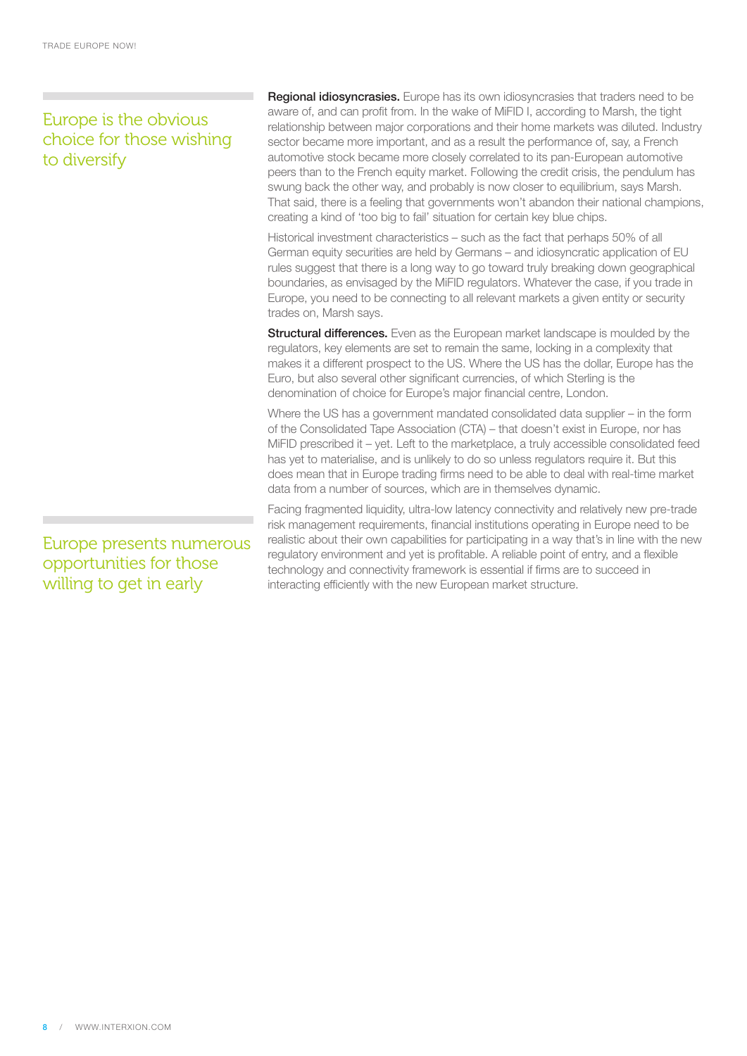> Europe is the obvious choice for those wishing to diversify

**Regional idiosyncrasies.** Europe has its own idiosyncrasies that traders need to be aware of, and can profit from. In the wake of MiFID I, according to Marsh, the tight relationship between major corporations and their home markets was diluted. Industry sector became more important, and as a result the performance of, say, a French automotive stock became more closely correlated to its pan-European automotive peers than to the French equity market. Following the credit crisis, the pendulum has swung back the other way, and probably is now closer to equilibrium, says Marsh. That said, there is a feeling that governments won't abandon their national champions, creating a kind of 'too big to fail' situation for certain key blue chips.

Historical investment characteristics – such as the fact that perhaps 50% of all German equity securities are held by Germans – and idiosyncratic application of EU rules suggest that there is a long way to go toward truly breaking down geographical boundaries, as envisaged by the MiFID regulators. Whatever the case, if you trade in Europe, you need to be connecting to all relevant markets a given entity or security trades on, Marsh says.

**Structural differences.** Even as the European market landscape is moulded by the regulators, key elements are set to remain the same, locking in a complexity that makes it a different prospect to the US. Where the US has the dollar, Europe has the Euro, but also several other significant currencies, of which Sterling is the denomination of choice for Europe's major financial centre, London.

Where the US has a government mandated consolidated data supplier – in the form of the Consolidated Tape Association (CTA) – that doesn't exist in Europe, nor has MiFID prescribed it – yet. Left to the marketplace, a truly accessible consolidated feed has yet to materialise, and is unlikely to do so unless regulators require it. But this does mean that in Europe trading firms need to be able to deal with real-time market data from a number of sources, which are in themselves dynamic.

> Europe presents numerous opportunities for those willing to get in early

Facing fragmented liquidity, ultra-low latency connectivity and relatively new pre-trade risk management requirements, financial institutions operating in Europe need to be realistic about their own capabilities for participating in a way that's in line with the new regulatory environment and yet is profitable. A reliable point of entry, and a flexible technology and connectivity framework is essential if firms are to succeed in interacting efficiently with the new European market structure.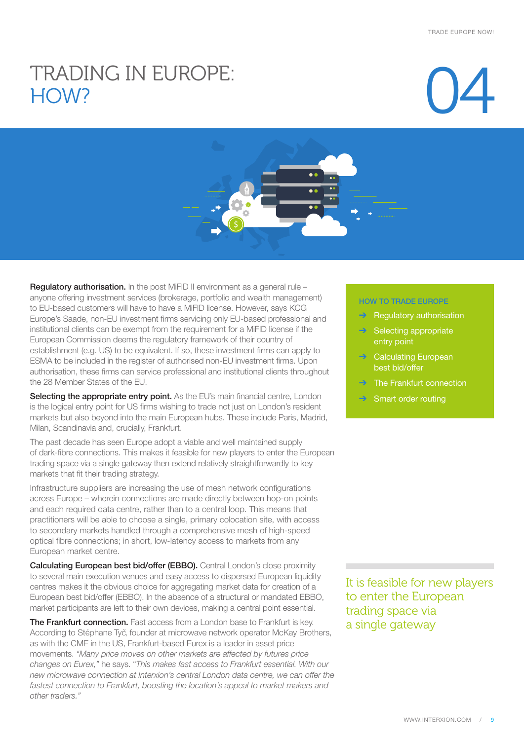# TRADING IN EUROPE: HOW?

04

**Regulatory authorisation.** In the post MiFID II environment as a general rule – anyone offering investment services (brokerage, portfolio and wealth management) to EU-based customers will have to have a MiFID license. However, says KCG Europe's Saade, non-EU investment firms servicing only EU-based professional and institutional clients can be exempt from the requirement for a MiFID license if the European Commission deems the regulatory framework of their country of establishment (e.g. US) to be equivalent. If so, these investment firms can apply to ESMA to be included in the register of authorised non-EU investment firms. Upon authorisation, these firms can service professional and institutional clients throughout the 28 Member States of the EU.

**Selecting the appropriate entry point.** As the EU's main financial centre, London is the logical entry point for US firms wishing to trade not just on London's resident markets but also beyond into the main European hubs. These include Paris, Madrid, Milan, Scandinavia and, crucially, Frankfurt.

The past decade has seen Europe adopt a viable and well maintained supply of dark-fibre connections. This makes it feasible for new players to enter the European trading space via a single gateway then extend relatively straightforwardly to key markets that fit their trading strategy.

Infrastructure suppliers are increasing the use of mesh network configurations across Europe – wherein connections are made directly between hop-on points and each required data centre, rather than to a central loop. This means that practitioners will be able to choose a single, primary colocation site, with access to secondary markets handled through a comprehensive mesh of high-speed optical fibre connections; in short, low-latency access to markets from any European market centre.

**Calculating European best bid/offer (EBBO).** Central London's close proximity to several main execution venues and easy access to dispersed European liquidity centres makes it the obvious choice for aggregating market data for creation of a European best bid/offer (EBBO). In the absence of a structural or mandated EBBO, market participants are left to their own devices, making a central point essential.

**The Frankfurt connection.** Fast access from a London base to Frankfurt is key. According to Stéphane Tyč, founder at microwave network operator McKay Brothers, as with the CME in the US, Frankfurt-based Eurex is a leader in asset price movements. *"Many price moves on other markets are affected by futures price changes on Eurex,"* he says. "*This makes fast access to Frankfurt essential. With our new microwave connection at Interxion's central London data centre, we can offer the fastest connection to Frankfurt, boosting the location's appeal to market makers and other traders."*

**HOW TO TRADE EUROPE**

- Regulatory authorisation
- Selecting appropriate entry point
- Calculating European best bid/offer
- The Frankfurt connection
- Smart order routing

It is feasible for new players to enter the European trading space via a single gateway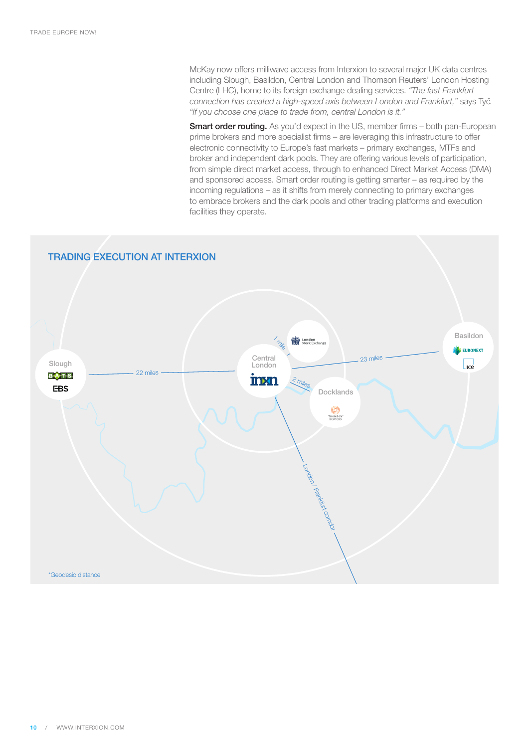McKay now offers milliwave access from Interxion to several major UK data centres including Slough, Basildon, Central London and Thomson Reuters' London Hosting Centre (LHC), home to its foreign exchange dealing services. *"The fast Frankfurt connection has created a high-speed axis between London and Frankfurt,"* says Tyč. *"If you choose one place to trade from, central London is it."*

**Smart order routing.** As you'd expect in the US, member firms – both pan-European prime brokers and more specialist firms – are leveraging this infrastructure to offer electronic connectivity to Europe's fast markets – primary exchanges, MTFs and broker and independent dark pools. They are offering various levels of participation, from simple direct market access, through to enhanced Direct Market Access (DMA) and sponsored access. Smart order routing is getting smarter – as required by the incoming regulations – as it shifts from merely connecting to primary exchanges to embrace brokers and the dark pools and other trading platforms and execution facilities they operate.

## TRADING EXECUTION AT INTERXION

Slough — BATS, EBS — 22 miles

Central London — inxn

1 mile — London Stock Exchange

2 miles — Docklands — Thomson Reuters

23 miles — Basildon — Euronext, ICE

London / Frankfurt corridor

*Geodesic distance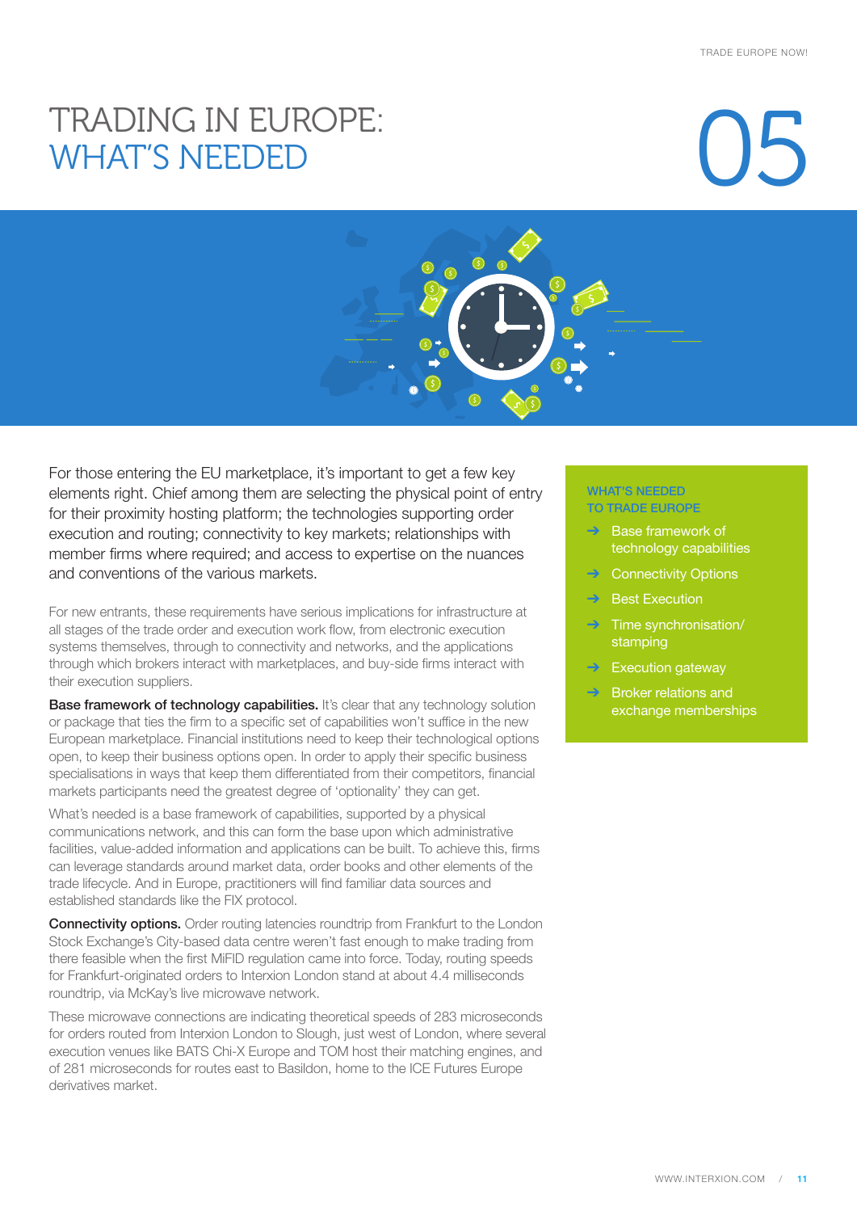# TRADING IN EUROPE: WHAT'S NEEDED

## 05

For those entering the EU marketplace, it's important to get a few key elements right. Chief among them are selecting the physical point of entry for their proximity hosting platform; the technologies supporting order execution and routing; connectivity to key markets; relationships with member firms where required; and access to expertise on the nuances and conventions of the various markets.

For new entrants, these requirements have serious implications for infrastructure at all stages of the trade order and execution work flow, from electronic execution systems themselves, through to connectivity and networks, and the applications through which brokers interact with marketplaces, and buy-side firms interact with their execution suppliers.

**Base framework of technology capabilities.** It's clear that any technology solution or package that ties the firm to a specific set of capabilities won't suffice in the new European marketplace. Financial institutions need to keep their technological options open, to keep their business options open. In order to apply their specific business specialisations in ways that keep them differentiated from their competitors, financial markets participants need the greatest degree of 'optionality' they can get.

What's needed is a base framework of capabilities, supported by a physical communications network, and this can form the base upon which administrative facilities, value-added information and applications can be built. To achieve this, firms can leverage standards around market data, order books and other elements of the trade lifecycle. And in Europe, practitioners will find familiar data sources and established standards like the FIX protocol.

**Connectivity options.** Order routing latencies roundtrip from Frankfurt to the London Stock Exchange's City-based data centre weren't fast enough to make trading from there feasible when the first MiFID regulation came into force. Today, routing speeds for Frankfurt-originated orders to Interxion London stand at about 4.4 milliseconds roundtrip, via McKay's live microwave network.

These microwave connections are indicating theoretical speeds of 283 microseconds for orders routed from Interxion London to Slough, just west of London, where several execution venues like BATS Chi-X Europe and TOM host their matching engines, and of 281 microseconds for routes east to Basildon, home to the ICE Futures Europe derivatives market.

### WHAT'S NEEDED TO TRADE EUROPE

- → Base framework of technology capabilities
- → Connectivity Options
- → Best Execution
- → Time synchronisation/ stamping
- → Execution gateway
- → Broker relations and exchange memberships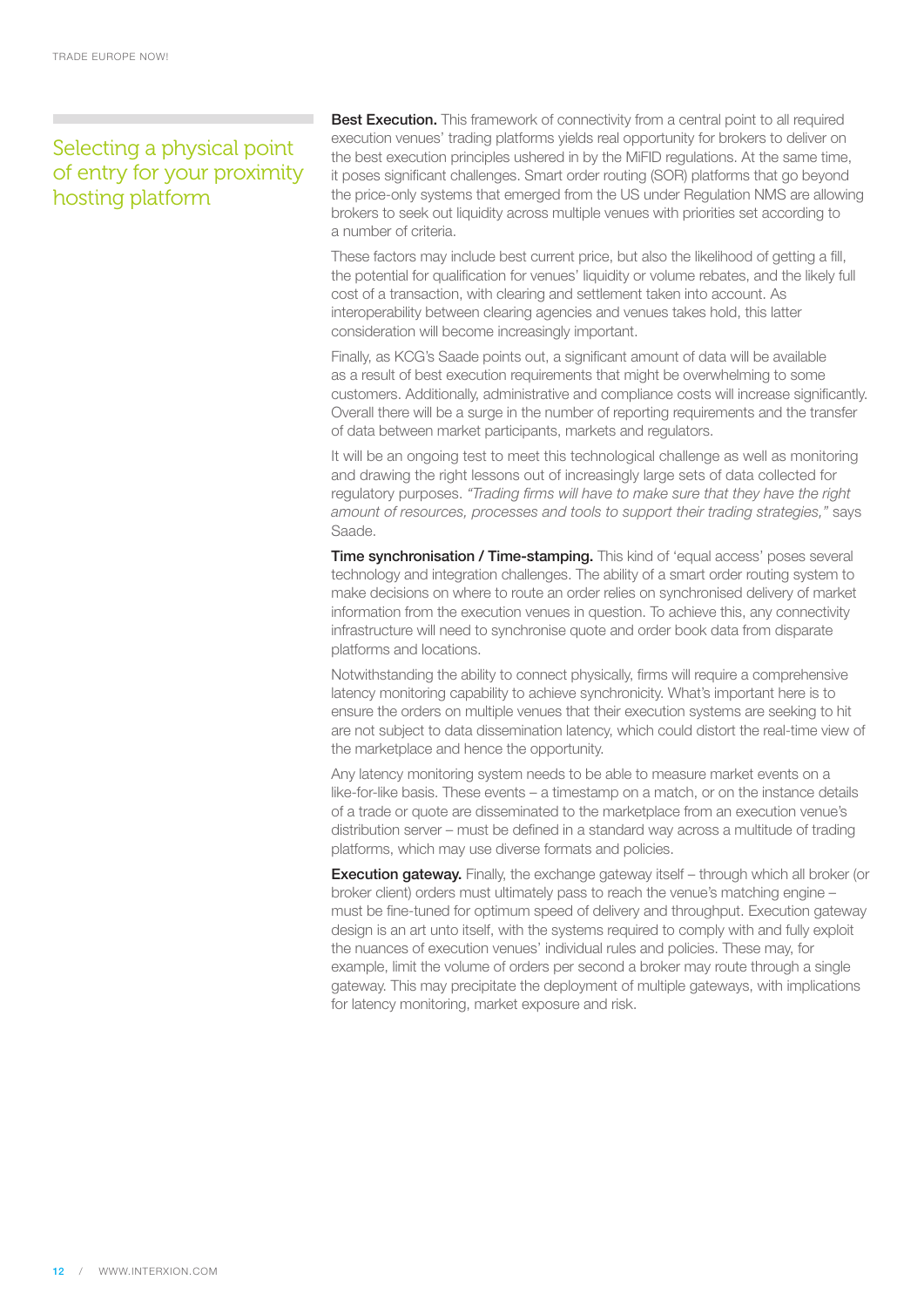## Selecting a physical point of entry for your proximity hosting platform

**Best Execution.** This framework of connectivity from a central point to all required execution venues' trading platforms yields real opportunity for brokers to deliver on the best execution principles ushered in by the MiFID regulations. At the same time, it poses significant challenges. Smart order routing (SOR) platforms that go beyond the price-only systems that emerged from the US under Regulation NMS are allowing brokers to seek out liquidity across multiple venues with priorities set according to a number of criteria.

These factors may include best current price, but also the likelihood of getting a fill, the potential for qualification for venues' liquidity or volume rebates, and the likely full cost of a transaction, with clearing and settlement taken into account. As interoperability between clearing agencies and venues takes hold, this latter consideration will become increasingly important.

Finally, as KCG's Saade points out, a significant amount of data will be available as a result of best execution requirements that might be overwhelming to some customers. Additionally, administrative and compliance costs will increase significantly. Overall there will be a surge in the number of reporting requirements and the transfer of data between market participants, markets and regulators.

It will be an ongoing test to meet this technological challenge as well as monitoring and drawing the right lessons out of increasingly large sets of data collected for regulatory purposes. *"Trading firms will have to make sure that they have the right amount of resources, processes and tools to support their trading strategies,"* says Saade.

**Time synchronisation / Time-stamping.** This kind of 'equal access' poses several technology and integration challenges. The ability of a smart order routing system to make decisions on where to route an order relies on synchronised delivery of market information from the execution venues in question. To achieve this, any connectivity infrastructure will need to synchronise quote and order book data from disparate platforms and locations.

Notwithstanding the ability to connect physically, firms will require a comprehensive latency monitoring capability to achieve synchronicity. What's important here is to ensure the orders on multiple venues that their execution systems are seeking to hit are not subject to data dissemination latency, which could distort the real-time view of the marketplace and hence the opportunity.

Any latency monitoring system needs to be able to measure market events on a like-for-like basis. These events – a timestamp on a match, or on the instance details of a trade or quote are disseminated to the marketplace from an execution venue's distribution server – must be defined in a standard way across a multitude of trading platforms, which may use diverse formats and policies.

**Execution gateway.** Finally, the exchange gateway itself – through which all broker (or broker client) orders must ultimately pass to reach the venue's matching engine – must be fine-tuned for optimum speed of delivery and throughput. Execution gateway design is an art unto itself, with the systems required to comply with and fully exploit the nuances of execution venues' individual rules and policies. These may, for example, limit the volume of orders per second a broker may route through a single gateway. This may precipitate the deployment of multiple gateways, with implications for latency monitoring, market exposure and risk.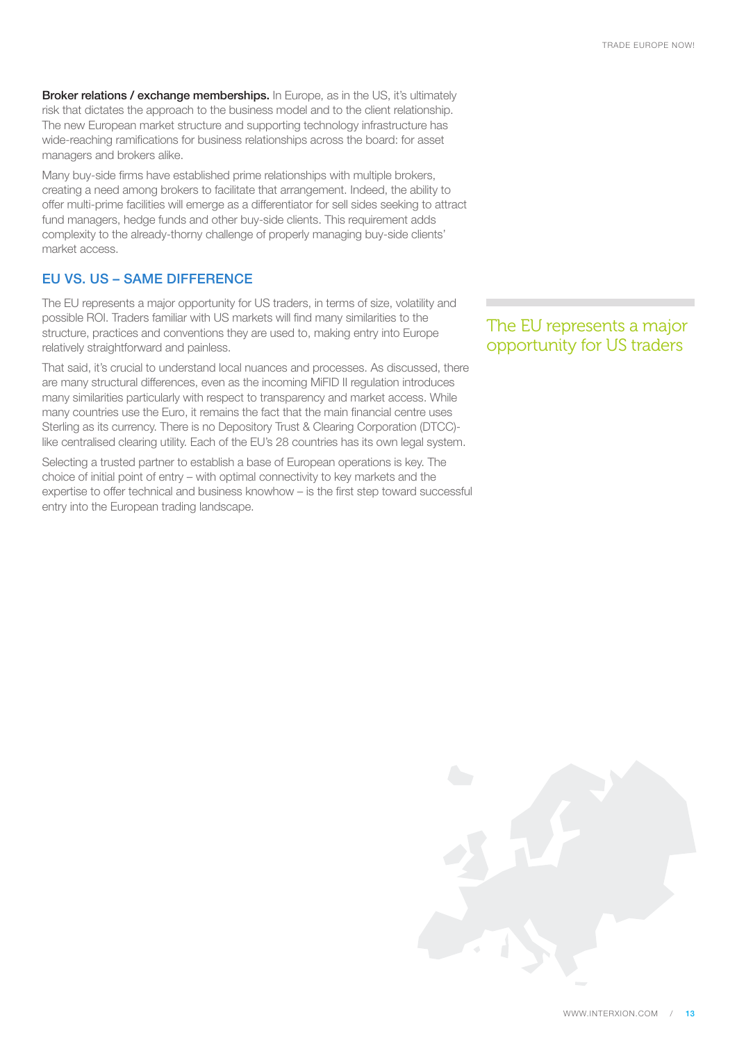**Broker relations / exchange memberships.** In Europe, as in the US, it's ultimately risk that dictates the approach to the business model and to the client relationship. The new European market structure and supporting technology infrastructure has wide-reaching ramifications for business relationships across the board: for asset managers and brokers alike.

Many buy-side firms have established prime relationships with multiple brokers, creating a need among brokers to facilitate that arrangement. Indeed, the ability to offer multi-prime facilities will emerge as a differentiator for sell sides seeking to attract fund managers, hedge funds and other buy-side clients. This requirement adds complexity to the already-thorny challenge of properly managing buy-side clients' market access.

## EU VS. US – SAME DIFFERENCE

The EU represents a major opportunity for US traders, in terms of size, volatility and possible ROI. Traders familiar with US markets will find many similarities to the structure, practices and conventions they are used to, making entry into Europe relatively straightforward and painless.

> The EU represents a major opportunity for US traders

That said, it's crucial to understand local nuances and processes. As discussed, there are many structural differences, even as the incoming MiFID II regulation introduces many similarities particularly with respect to transparency and market access. While many countries use the Euro, it remains the fact that the main financial centre uses Sterling as its currency. There is no Depository Trust & Clearing Corporation (DTCC)-like centralised clearing utility. Each of the EU's 28 countries has its own legal system.

Selecting a trusted partner to establish a base of European operations is key. The choice of initial point of entry – with optimal connectivity to key markets and the expertise to offer technical and business knowhow – is the first step toward successful entry into the European trading landscape.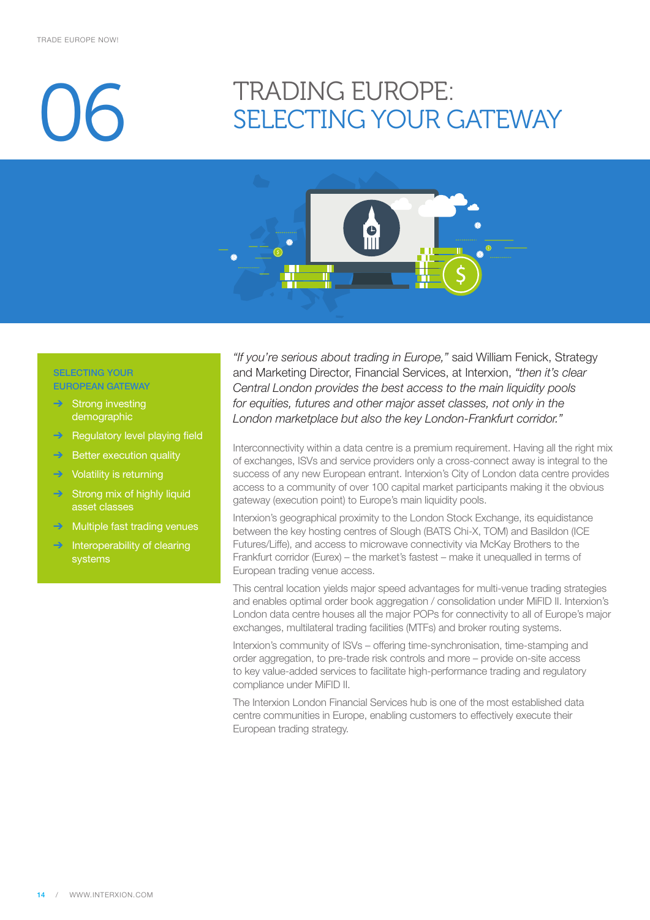# 06 TRADING EUROPE: SELECTING YOUR GATEWAY

**SELECTING YOUR EUROPEAN GATEWAY**

- Strong investing demographic
- Regulatory level playing field
- Better execution quality
- Volatility is returning
- Strong mix of highly liquid asset classes
- Multiple fast trading venues
- Interoperability of clearing systems

*"If you're serious about trading in Europe,"* said William Fenick, Strategy and Marketing Director, Financial Services, at Interxion, *"then it's clear Central London provides the best access to the main liquidity pools for equities, futures and other major asset classes, not only in the London marketplace but also the key London-Frankfurt corridor."*

Interconnectivity within a data centre is a premium requirement. Having all the right mix of exchanges, ISVs and service providers only a cross-connect away is integral to the success of any new European entrant. Interxion's City of London data centre provides access to a community of over 100 capital market participants making it the obvious gateway (execution point) to Europe's main liquidity pools.

Interxion's geographical proximity to the London Stock Exchange, its equidistance between the key hosting centres of Slough (BATS Chi-X, TOM) and Basildon (ICE Futures/Liffe), and access to microwave connectivity via McKay Brothers to the Frankfurt corridor (Eurex) – the market's fastest – make it unequalled in terms of European trading venue access.

This central location yields major speed advantages for multi-venue trading strategies and enables optimal order book aggregation / consolidation under MiFID II. Interxion's London data centre houses all the major POPs for connectivity to all of Europe's major exchanges, multilateral trading facilities (MTFs) and broker routing systems.

Interxion's community of ISVs – offering time-synchronisation, time-stamping and order aggregation, to pre-trade risk controls and more – provide on-site access to key value-added services to facilitate high-performance trading and regulatory compliance under MiFID II.

The Interxion London Financial Services hub is one of the most established data centre communities in Europe, enabling customers to effectively execute their European trading strategy.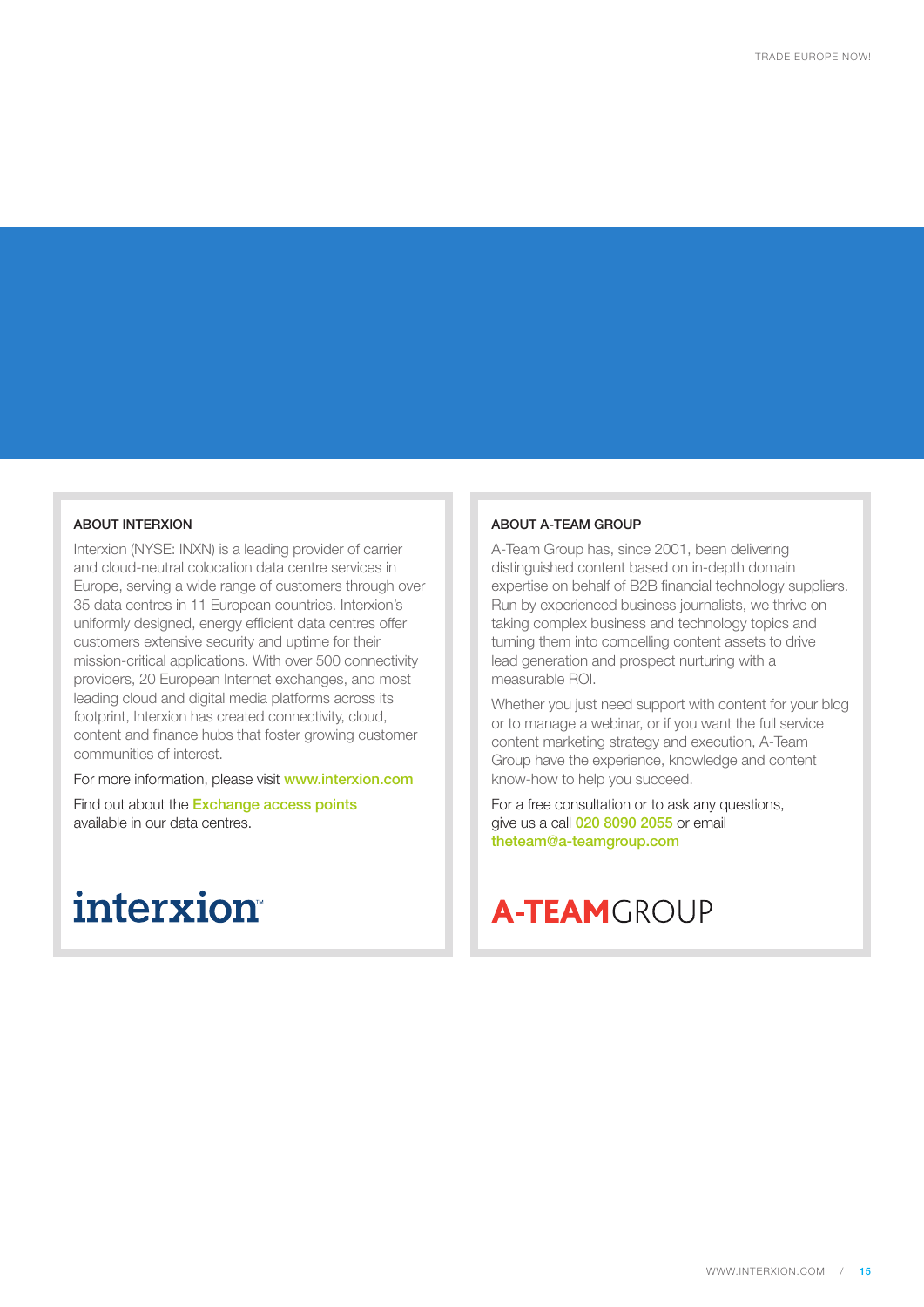## ABOUT INTERXION

Interxion (NYSE: INXN) is a leading provider of carrier and cloud-neutral colocation data centre services in Europe, serving a wide range of customers through over 35 data centres in 11 European countries. Interxion's uniformly designed, energy efficient data centres offer customers extensive security and uptime for their mission-critical applications. With over 500 connectivity providers, 20 European Internet exchanges, and most leading cloud and digital media platforms across its footprint, Interxion has created connectivity, cloud, content and finance hubs that foster growing customer communities of interest.

For more information, please visit www.interxion.com

Find out about the Exchange access points available in our data centres.

interxion™

## ABOUT A-TEAM GROUP

A-Team Group has, since 2001, been delivering distinguished content based on in-depth domain expertise on behalf of B2B financial technology suppliers. Run by experienced business journalists, we thrive on taking complex business and technology topics and turning them into compelling content assets to drive lead generation and prospect nurturing with a measurable ROI.

Whether you just need support with content for your blog or to manage a webinar, or if you want the full service content marketing strategy and execution, A-Team Group have the experience, knowledge and content know-how to help you succeed.

For a free consultation or to ask any questions, give us a call 020 8090 2055 or email theteam@a-teamgroup.com

A-TEAMGROUP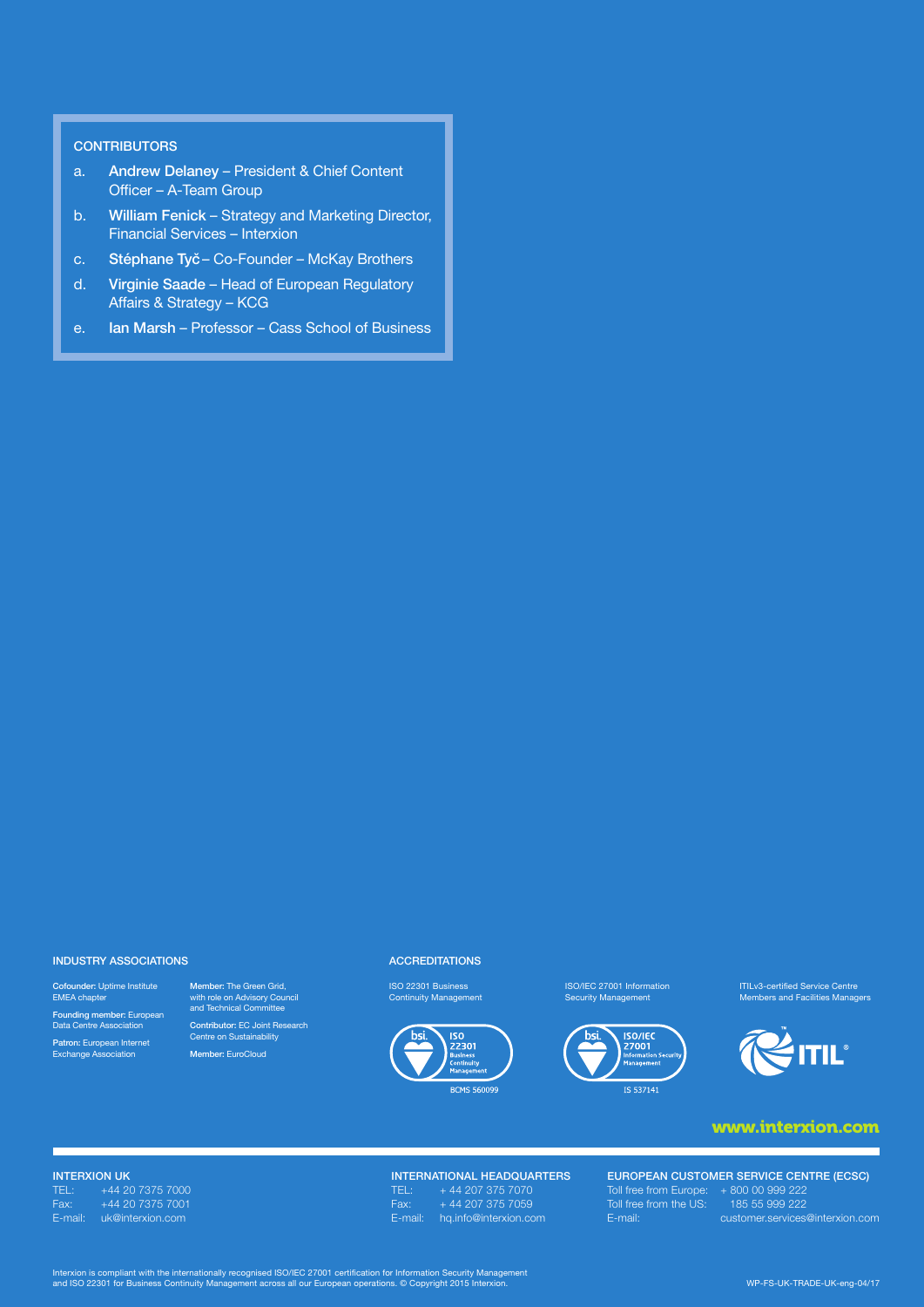## CONTRIBUTORS

a. **Andrew Delaney** – President & Chief Content Officer – A-Team Group

b. **William Fenick** – Strategy and Marketing Director, Financial Services – Interxion

c. **Stéphane Tyč** – Co-Founder – McKay Brothers

d. **Virginie Saade** – Head of European Regulatory Affairs & Strategy – KCG

e. **Ian Marsh** – Professor – Cass School of Business

### INDUSTRY ASSOCIATIONS

**Cofounder:** Uptime Institute EMEA chapter

**Founding member:** European Data Centre Association

**Patron:** European Internet Exchange Association

**Member:** The Green Grid, with role on Advisory Council and Technical Committee

**Contributor:** EC Joint Research Centre on Sustainability

**Member:** EuroCloud

### ACCREDITATIONS

ISO 22301 Business Continuity Management

bsi. ISO 22301 Business Continuity Management

BCMS 560099

ISO/IEC 27001 Information Security Management

bsi. ISO/IEC 27001 Information Security Management

IS 537141

ITILv3-certified Service Centre Members and Facilities Managers

ITIL®

www.interxion.com

### INTERXION UK

TEL: +44 20 7375 7000
Fax: +44 20 7375 7001
E-mail: uk@interxion.com

### INTERNATIONAL HEADQUARTERS

TEL: + 44 207 375 7070
Fax: + 44 207 375 7059
E-mail: hq.info@interxion.com

### EUROPEAN CUSTOMER SERVICE CENTRE (ECSC)

Toll free from Europe: + 800 00 999 222
Toll free from the US: 185 55 999 222
E-mail: customer.services@interxion.com

Interxion is compliant with the internationally recognised ISO/IEC 27001 certification for Information Security Management and ISO 22301 for Business Continuity Management across all our European operations. © Copyright 2015 Interxion.

WP-FS-UK-TRADE-UK-eng-04/17